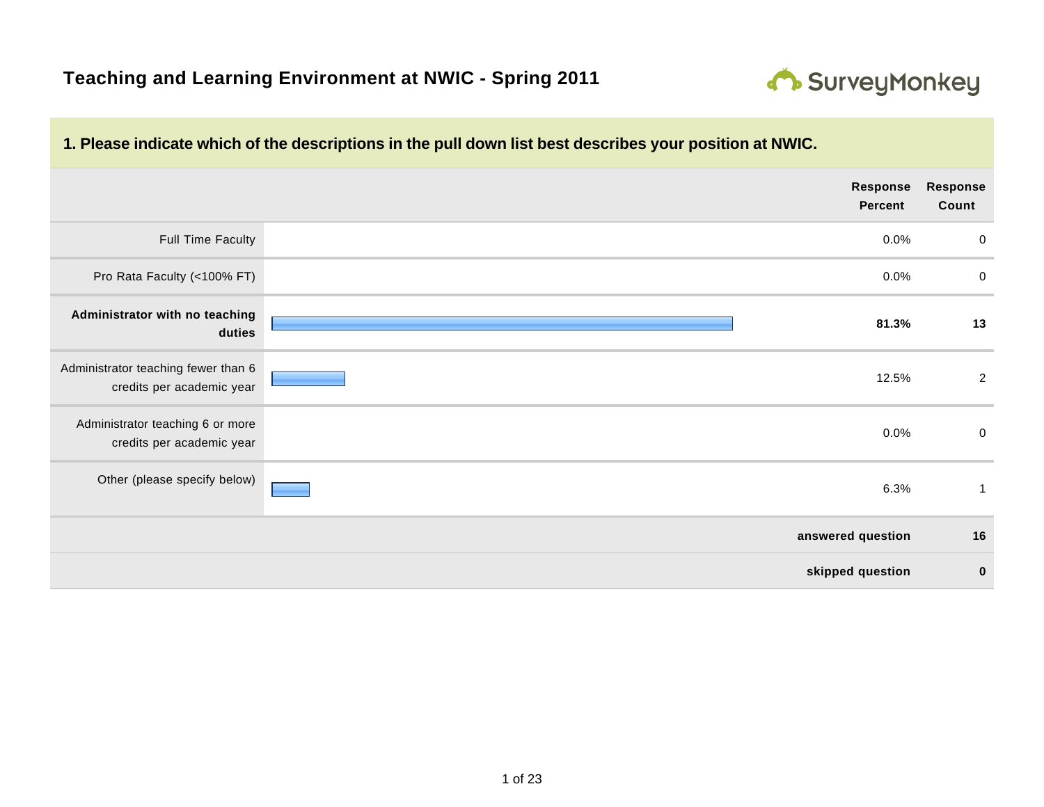# Teaching and Learning Environment at NWIC - Spring 2011

SurveyMonkey

## 1. Please indicate which of the descriptions in the pull down list best describes your position at NWIC.

| | Response Percent | Response Count |
|---|---|---|
| Full Time Faculty | 0.0% | 0 |
| Pro Rata Faculty (<100% FT) | 0.0% | 0 |
| **Administrator with no teaching duties** | **81.3%** | **13** |
| Administrator teaching fewer than 6 credits per academic year | 12.5% | 2 |
| Administrator teaching 6 or more credits per academic year | 0.0% | 0 |
| Other (please specify below) | 6.3% | 1 |
| | **answered question** | **16** |
| | **skipped question** | **0** |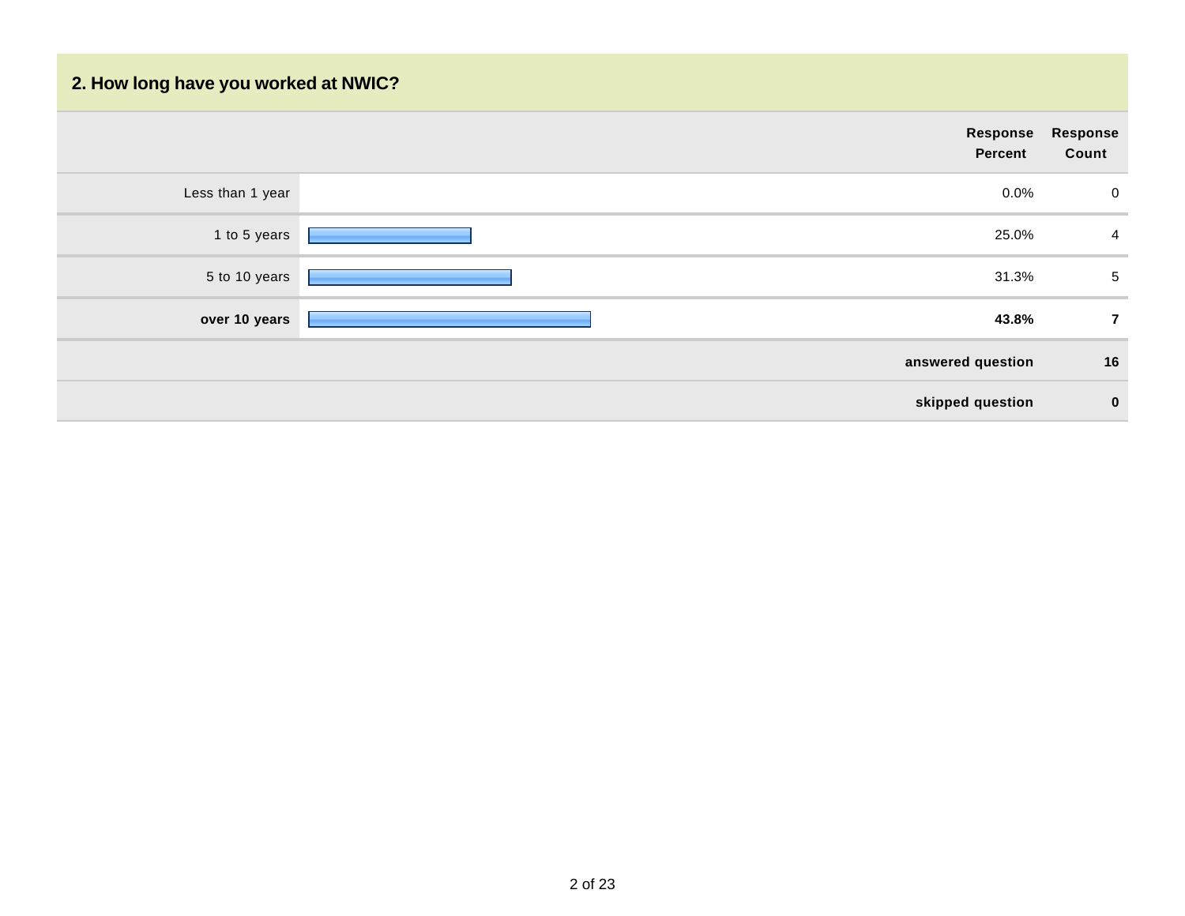## 2. How long have you worked at NWIC?

| | Response Percent | Response Count |
|---|---|---|
| Less than 1 year | 0.0% | 0 |
| 1 to 5 years | 25.0% | 4 |
| 5 to 10 years | 31.3% | 5 |
| **over 10 years** | **43.8%** | **7** |
| | **answered question** | **16** |
| | **skipped question** | **0** |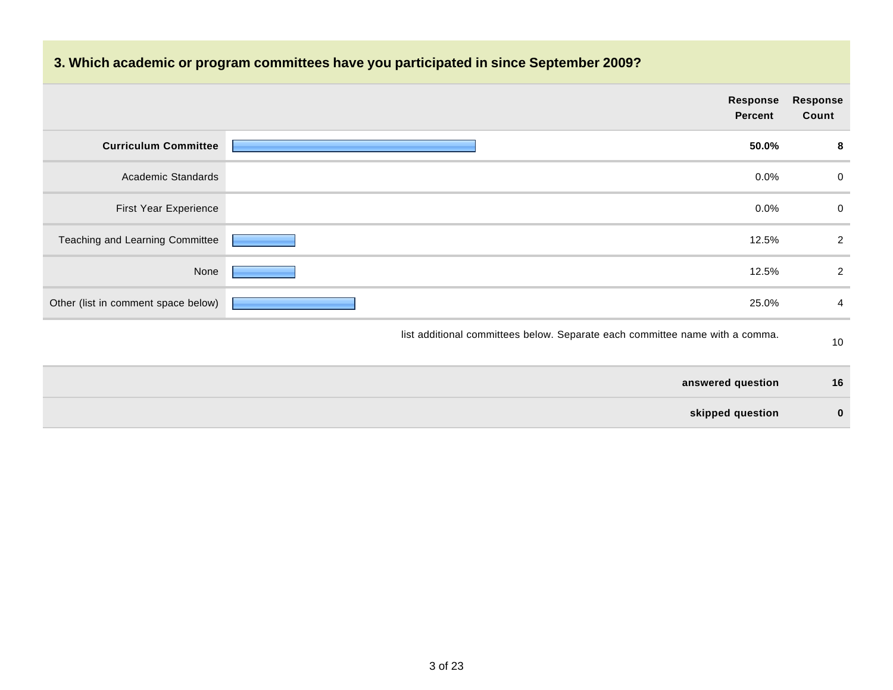## 3. Which academic or program committees have you participated in since September 2009?

| | Response Percent | Response Count |
|---|---|---|
| **Curriculum Committee** | **50.0%** | **8** |
| Academic Standards | 0.0% | 0 |
| First Year Experience | 0.0% | 0 |
| Teaching and Learning Committee | 12.5% | 2 |
| None | 12.5% | 2 |
| Other (list in comment space below) | 25.0% | 4 |
| list additional committees below. Separate each committee name with a comma. | | 10 |
| **answered question** | | **16** |
| **skipped question** | | **0** |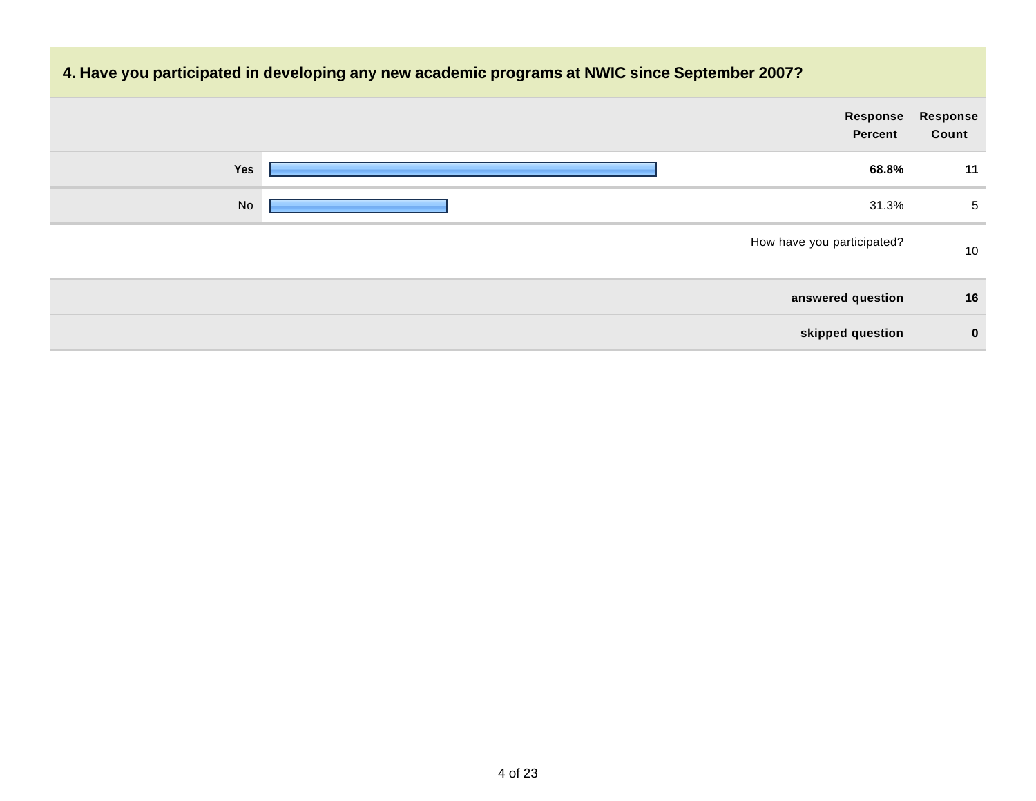## 4. Have you participated in developing any new academic programs at NWIC since September 2007?

| | Response Percent | Response Count |
|---|---|---|
| **Yes** | **68.8%** | **11** |
| No | 31.3% | 5 |
| How have you participated? | | 10 |
| **answered question** | | **16** |
| **skipped question** | | **0** |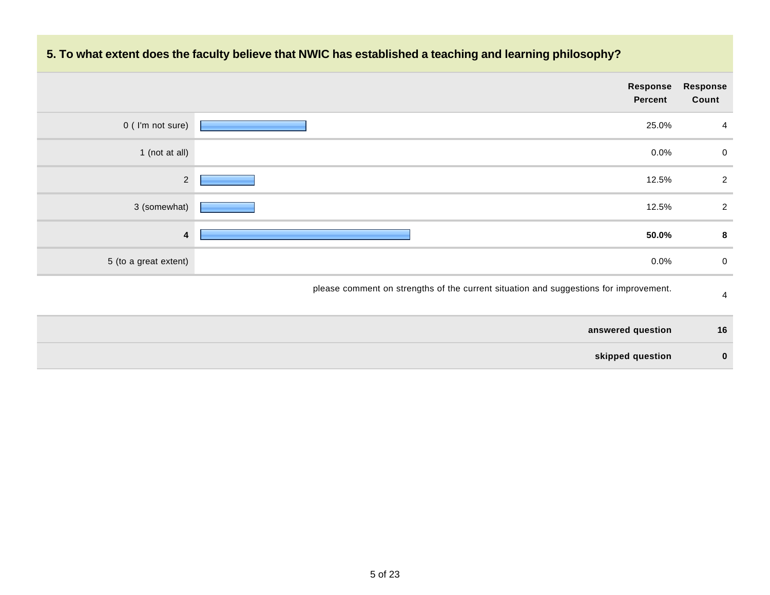## 5. To what extent does the faculty believe that NWIC has established a teaching and learning philosophy?

| | Response Percent | Response Count |
|---|---|---|
| 0 ( I'm not sure) | 25.0% | 4 |
| 1 (not at all) | 0.0% | 0 |
| 2 | 12.5% | 2 |
| 3 (somewhat) | 12.5% | 2 |
| **4** | **50.0%** | **8** |
| 5 (to a great extent) | 0.0% | 0 |
| please comment on strengths of the current situation and suggestions for improvement. | | 4 |
| **answered question** | | **16** |
| **skipped question** | | **0** |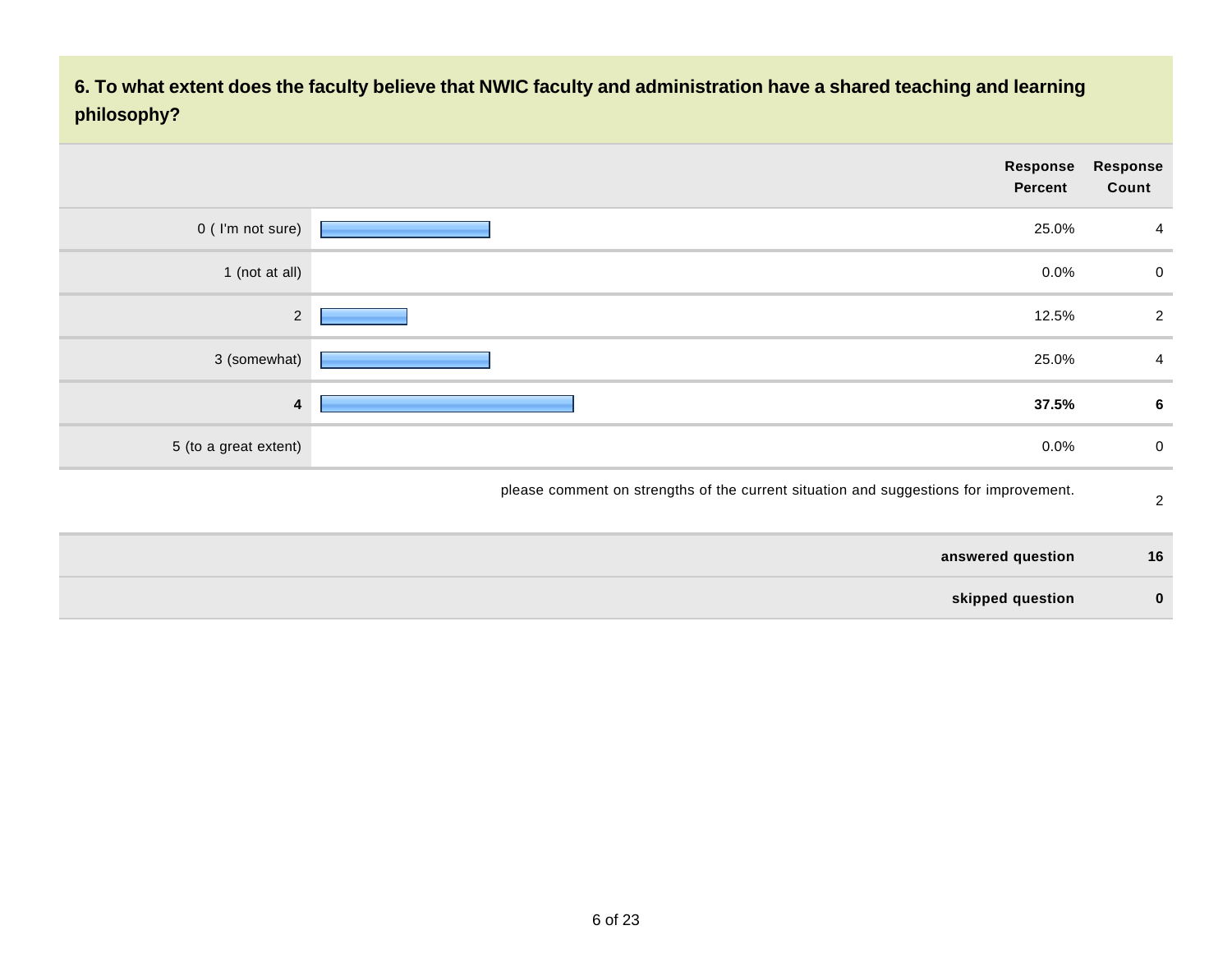## 6. To what extent does the faculty believe that NWIC faculty and administration have a shared teaching and learning philosophy?

| | Response Percent | Response Count |
|---|---|---|
| 0 ( I'm not sure) | 25.0% | 4 |
| 1 (not at all) | 0.0% | 0 |
| 2 | 12.5% | 2 |
| 3 (somewhat) | 25.0% | 4 |
| **4** | **37.5%** | **6** |
| 5 (to a great extent) | 0.0% | 0 |
| please comment on strengths of the current situation and suggestions for improvement. | | 2 |
| **answered question** | | **16** |
| **skipped question** | | **0** |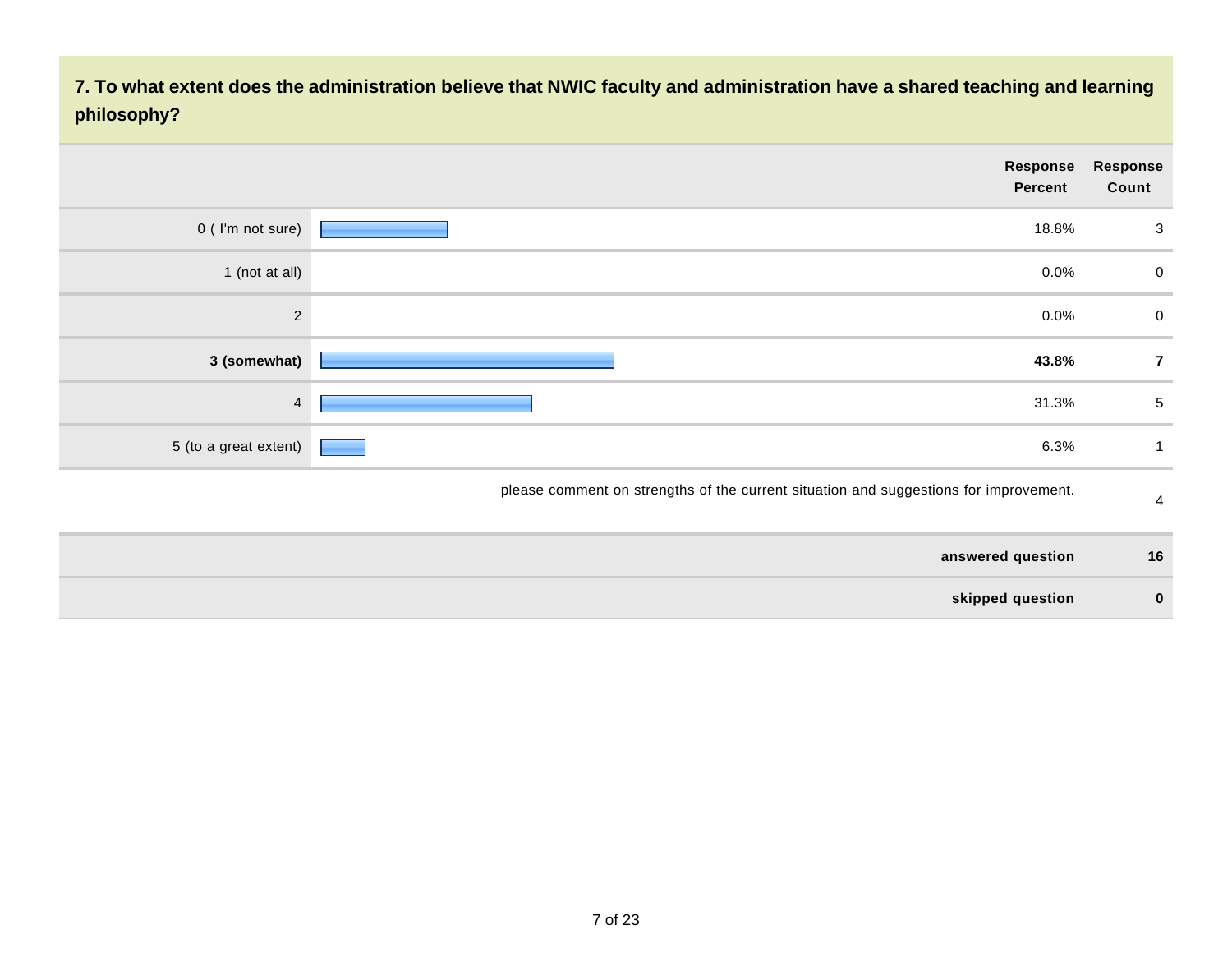## 7. To what extent does the administration believe that NWIC faculty and administration have a shared teaching and learning philosophy?

| | Response Percent | Response Count |
|---|---|---|
| 0 ( I'm not sure) | 18.8% | 3 |
| 1 (not at all) | 0.0% | 0 |
| 2 | 0.0% | 0 |
| **3 (somewhat)** | **43.8%** | **7** |
| 4 | 31.3% | 5 |
| 5 (to a great extent) | 6.3% | 1 |
| please comment on strengths of the current situation and suggestions for improvement. | | 4 |
| **answered question** | | **16** |
| **skipped question** | | **0** |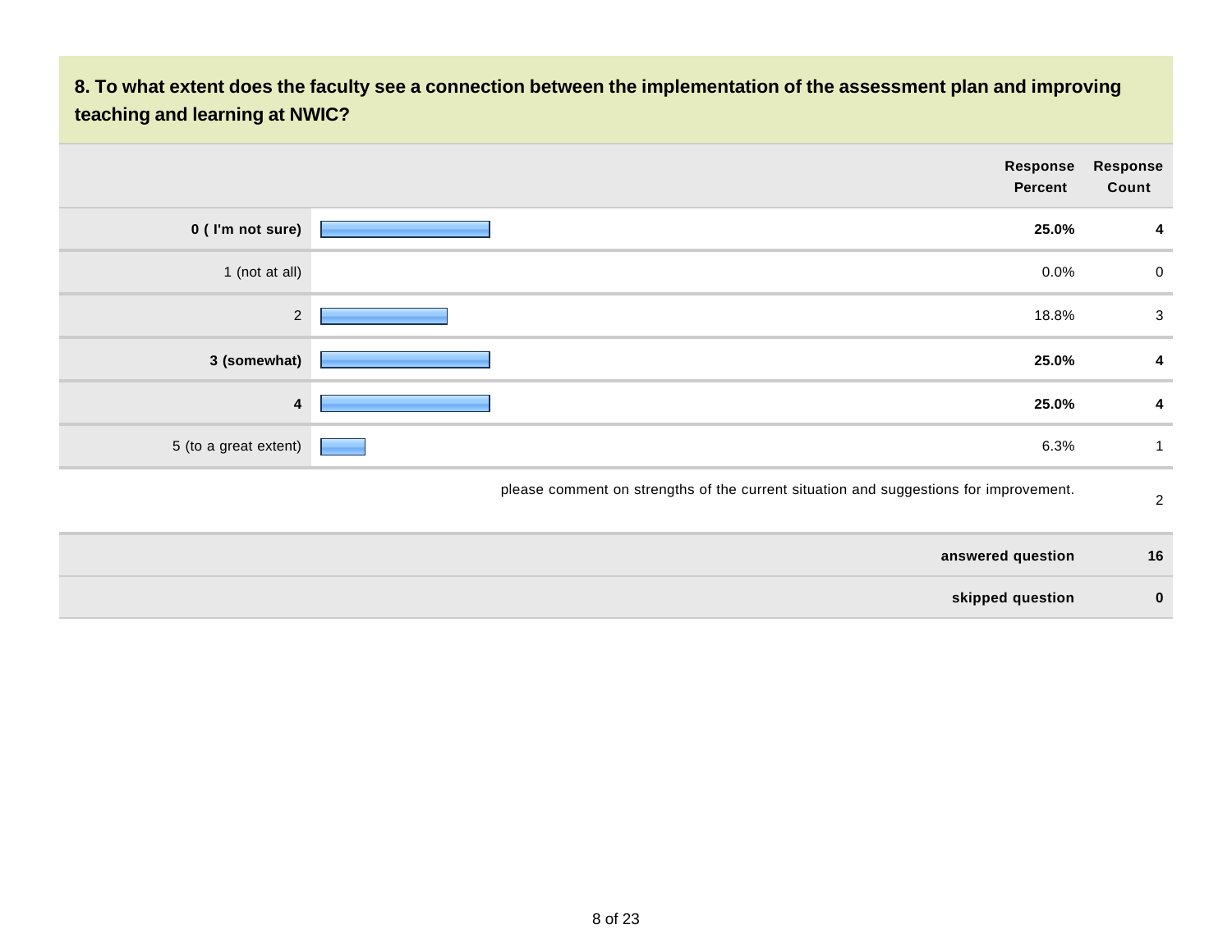## 8. To what extent does the faculty see a connection between the implementation of the assessment plan and improving teaching and learning at NWIC?

| | Response Percent | Response Count |
|---|---|---|
| **0 ( I'm not sure)** | **25.0%** | **4** |
| 1 (not at all) | 0.0% | 0 |
| 2 | 18.8% | 3 |
| **3 (somewhat)** | **25.0%** | **4** |
| **4** | **25.0%** | **4** |
| 5 (to a great extent) | 6.3% | 1 |
| please comment on strengths of the current situation and suggestions for improvement. | | 2 |
| **answered question** | | **16** |
| **skipped question** | | **0** |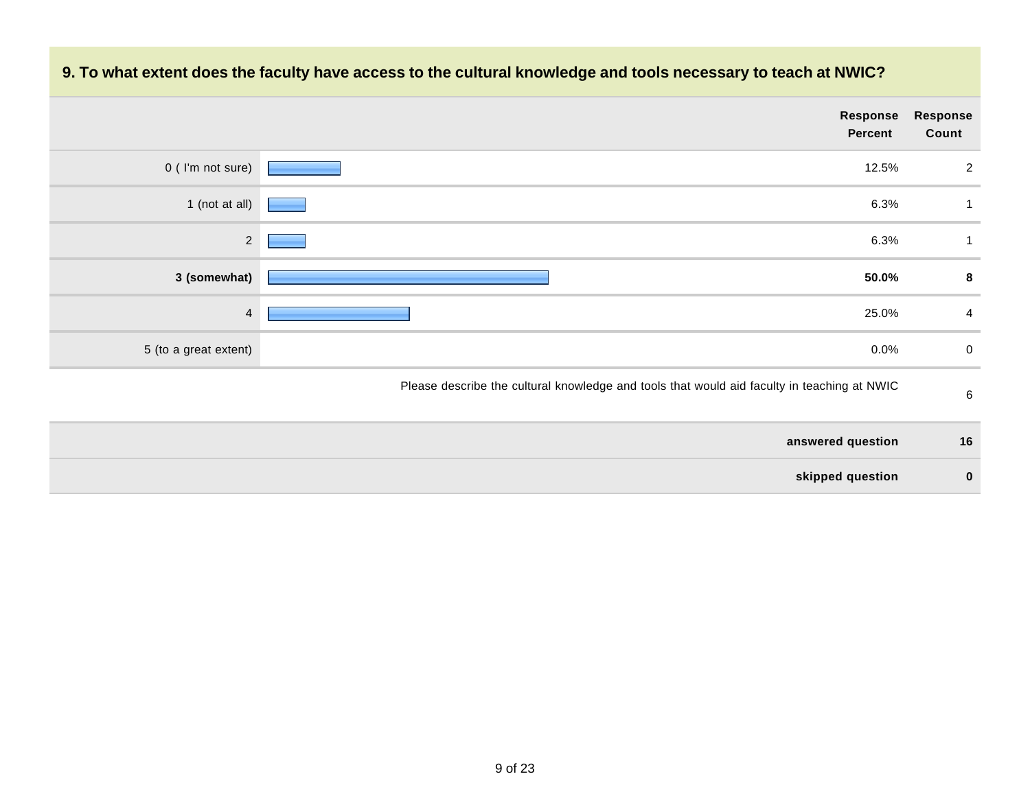## 9. To what extent does the faculty have access to the cultural knowledge and tools necessary to teach at NWIC?

| | Response Percent | Response Count |
|---|---|---|
| 0 ( I'm not sure) | 12.5% | 2 |
| 1 (not at all) | 6.3% | 1 |
| 2 | 6.3% | 1 |
| **3 (somewhat)** | **50.0%** | **8** |
| 4 | 25.0% | 4 |
| 5 (to a great extent) | 0.0% | 0 |
| Please describe the cultural knowledge and tools that would aid faculty in teaching at NWIC | | 6 |
| **answered question** | | **16** |
| **skipped question** | | **0** |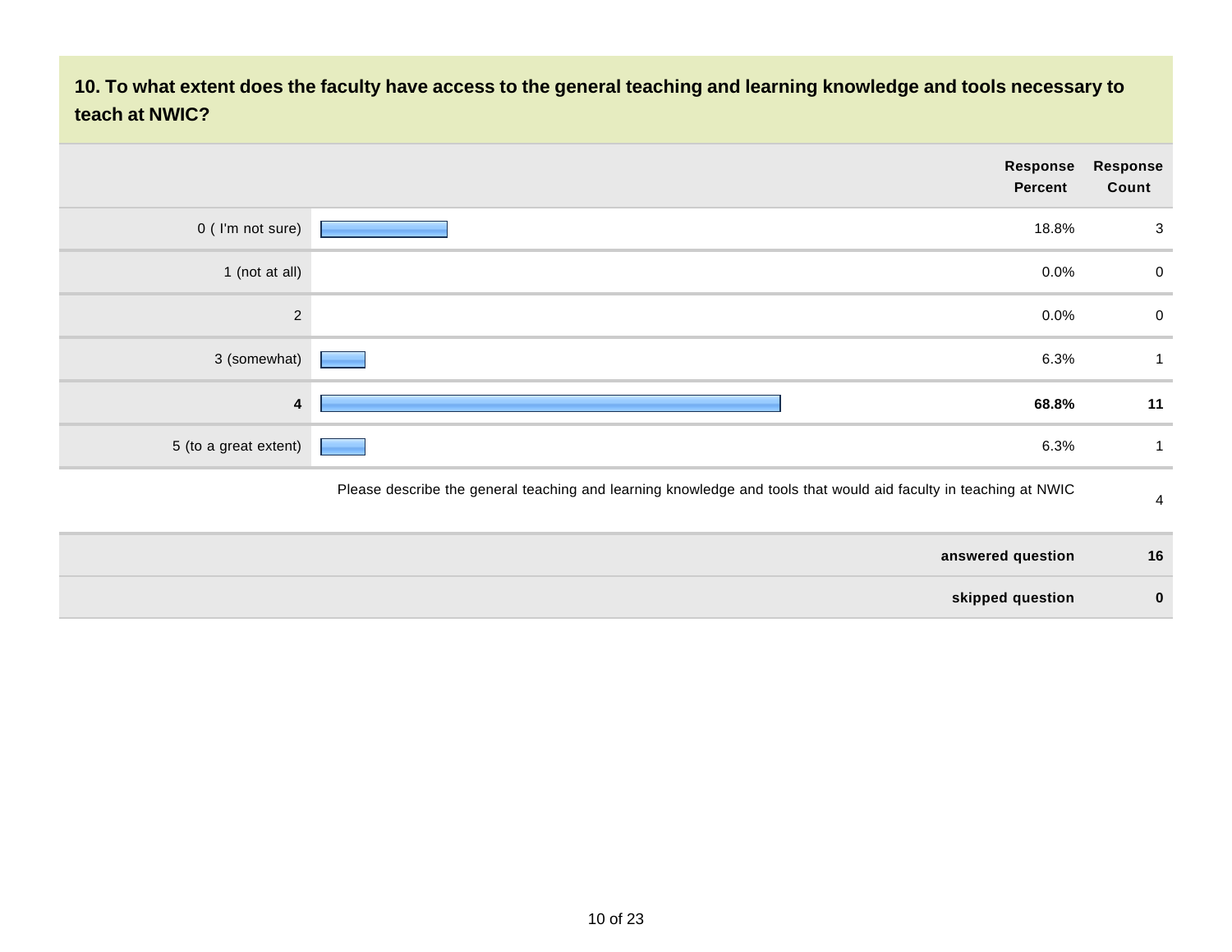## 10. To what extent does the faculty have access to the general teaching and learning knowledge and tools necessary to teach at NWIC?

| | Response Percent | Response Count |
|---|---|---|
| 0 ( I'm not sure) | 18.8% | 3 |
| 1 (not at all) | 0.0% | 0 |
| 2 | 0.0% | 0 |
| 3 (somewhat) | 6.3% | 1 |
| **4** | **68.8%** | **11** |
| 5 (to a great extent) | 6.3% | 1 |
| Please describe the general teaching and learning knowledge and tools that would aid faculty in teaching at NWIC | | 4 |
| **answered question** | | **16** |
| **skipped question** | | **0** |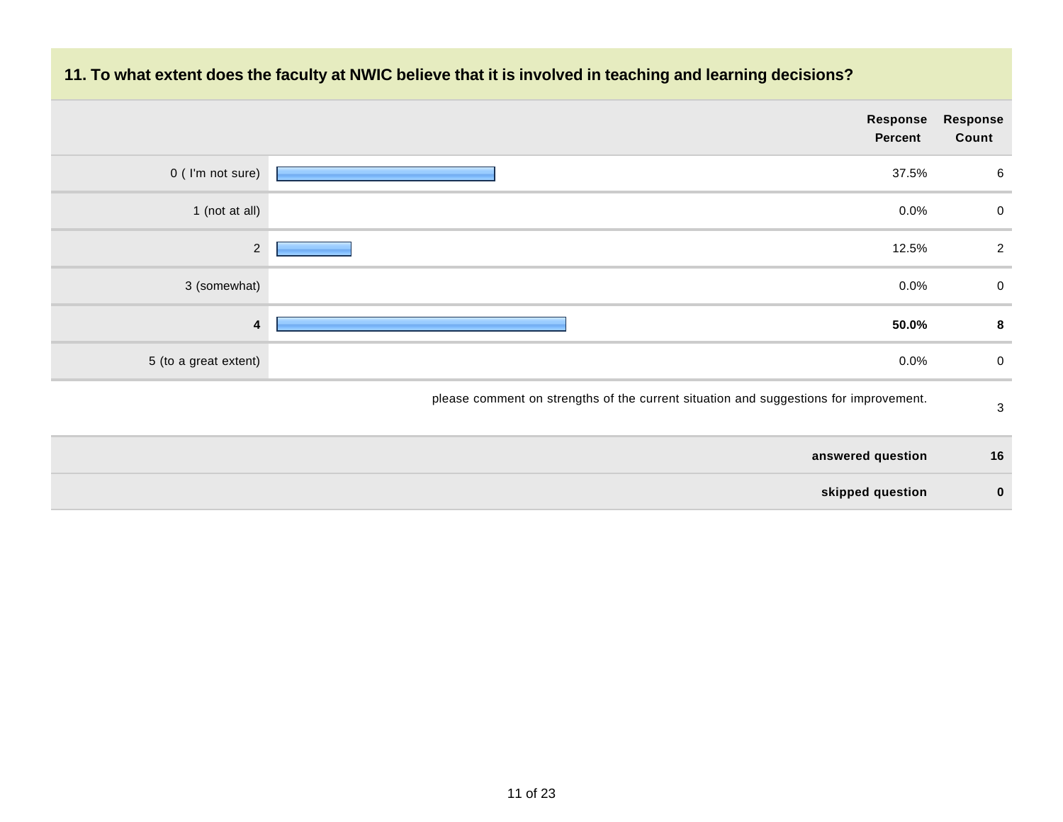## 11. To what extent does the faculty at NWIC believe that it is involved in teaching and learning decisions?

| | Response Percent | Response Count |
|---|---|---|
| 0 ( I'm not sure) | 37.5% | 6 |
| 1 (not at all) | 0.0% | 0 |
| 2 | 12.5% | 2 |
| 3 (somewhat) | 0.0% | 0 |
| **4** | **50.0%** | **8** |
| 5 (to a great extent) | 0.0% | 0 |
| please comment on strengths of the current situation and suggestions for improvement. | | 3 |
| **answered question** | | **16** |
| **skipped question** | | **0** |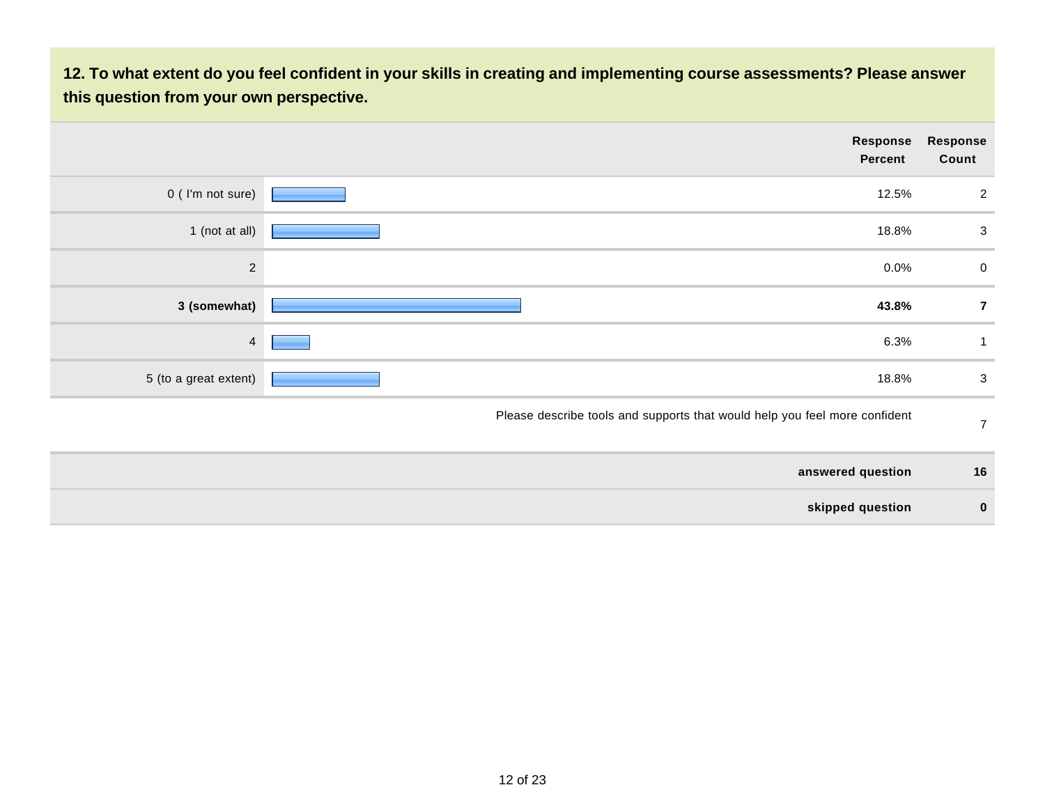## 12. To what extent do you feel confident in your skills in creating and implementing course assessments? Please answer this question from your own perspective.

| | Response Percent | Response Count |
|---|---|---|
| 0 ( I'm not sure) | 12.5% | 2 |
| 1 (not at all) | 18.8% | 3 |
| 2 | 0.0% | 0 |
| **3 (somewhat)** | **43.8%** | **7** |
| 4 | 6.3% | 1 |
| 5 (to a great extent) | 18.8% | 3 |
| Please describe tools and supports that would help you feel more confident | | 7 |
| **answered question** | | **16** |
| **skipped question** | | **0** |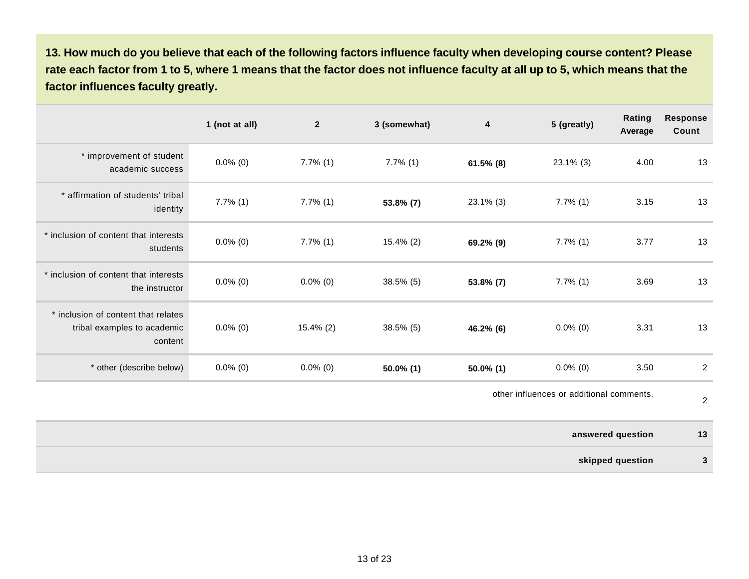**13. How much do you believe that each of the following factors influence faculty when developing course content? Please rate each factor from 1 to 5, where 1 means that the factor does not influence faculty at all up to 5, which means that the factor influences faculty greatly.**

| | 1 (not at all) | 2 | 3 (somewhat) | 4 | 5 (greatly) | Rating Average | Response Count |
|---|---|---|---|---|---|---|---|
| * improvement of student academic success | 0.0% (0) | 7.7% (1) | 7.7% (1) | **61.5% (8)** | 23.1% (3) | 4.00 | 13 |
| * affirmation of students' tribal identity | 7.7% (1) | 7.7% (1) | **53.8% (7)** | 23.1% (3) | 7.7% (1) | 3.15 | 13 |
| * inclusion of content that interests students | 0.0% (0) | 7.7% (1) | 15.4% (2) | **69.2% (9)** | 7.7% (1) | 3.77 | 13 |
| * inclusion of content that interests the instructor | 0.0% (0) | 0.0% (0) | 38.5% (5) | **53.8% (7)** | 7.7% (1) | 3.69 | 13 |
| * inclusion of content that relates tribal examples to academic content | 0.0% (0) | 15.4% (2) | 38.5% (5) | **46.2% (6)** | 0.0% (0) | 3.31 | 13 |
| * other (describe below) | 0.0% (0) | 0.0% (0) | **50.0% (1)** | **50.0% (1)** | 0.0% (0) | 3.50 | 2 |
| | | | | | | other influences or additional comments. | 2 |
| | | | | | | **answered question** | **13** |
| | | | | | | **skipped question** | **3** |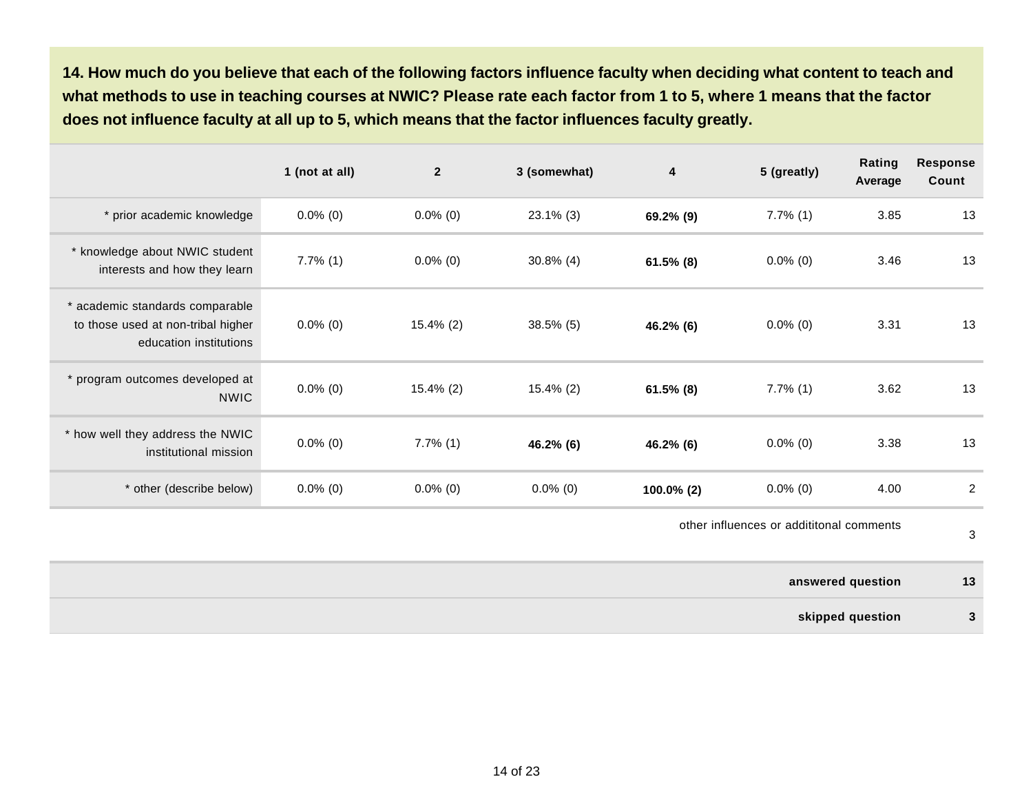**14. How much do you believe that each of the following factors influence faculty when deciding what content to teach and what methods to use in teaching courses at NWIC? Please rate each factor from 1 to 5, where 1 means that the factor does not influence faculty at all up to 5, which means that the factor influences faculty greatly.**

| | 1 (not at all) | 2 | 3 (somewhat) | 4 | 5 (greatly) | Rating Average | Response Count |
|---|---|---|---|---|---|---|---|
| * prior academic knowledge | 0.0% (0) | 0.0% (0) | 23.1% (3) | **69.2% (9)** | 7.7% (1) | 3.85 | 13 |
| * knowledge about NWIC student interests and how they learn | 7.7% (1) | 0.0% (0) | 30.8% (4) | **61.5% (8)** | 0.0% (0) | 3.46 | 13 |
| * academic standards comparable to those used at non-tribal higher education institutions | 0.0% (0) | 15.4% (2) | 38.5% (5) | **46.2% (6)** | 0.0% (0) | 3.31 | 13 |
| * program outcomes developed at NWIC | 0.0% (0) | 15.4% (2) | 15.4% (2) | **61.5% (8)** | 7.7% (1) | 3.62 | 13 |
| * how well they address the NWIC institutional mission | 0.0% (0) | 7.7% (1) | **46.2% (6)** | **46.2% (6)** | 0.0% (0) | 3.38 | 13 |
| * other (describe below) | 0.0% (0) | 0.0% (0) | 0.0% (0) | **100.0% (2)** | 0.0% (0) | 4.00 | 2 |
| | | | | | | other influences or addititonal comments | 3 |
| | | | | | | **answered question** | **13** |
| | | | | | | **skipped question** | **3** |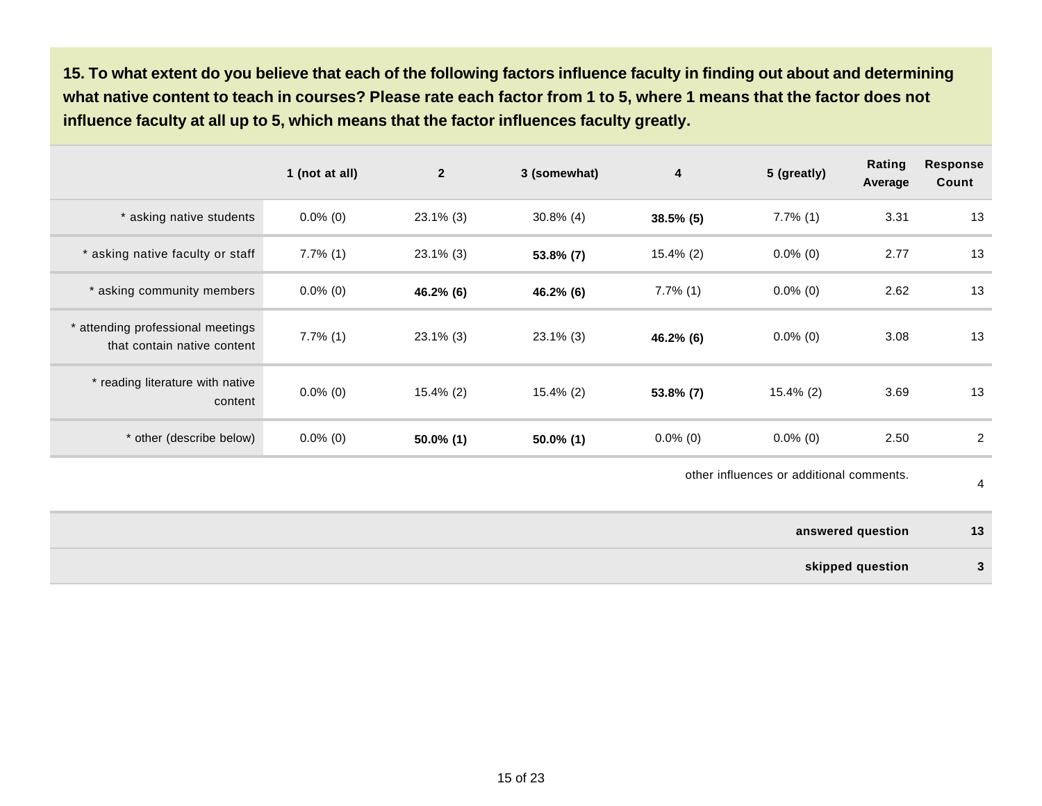**15. To what extent do you believe that each of the following factors influence faculty in finding out about and determining what native content to teach in courses? Please rate each factor from 1 to 5, where 1 means that the factor does not influence faculty at all up to 5, which means that the factor influences faculty greatly.**

| | 1 (not at all) | 2 | 3 (somewhat) | 4 | 5 (greatly) | Rating Average | Response Count |
|---|---|---|---|---|---|---|---|
| * asking native students | 0.0% (0) | 23.1% (3) | 30.8% (4) | **38.5% (5)** | 7.7% (1) | 3.31 | 13 |
| * asking native faculty or staff | 7.7% (1) | 23.1% (3) | **53.8% (7)** | 15.4% (2) | 0.0% (0) | 2.77 | 13 |
| * asking community members | 0.0% (0) | **46.2% (6)** | **46.2% (6)** | 7.7% (1) | 0.0% (0) | 2.62 | 13 |
| * attending professional meetings that contain native content | 7.7% (1) | 23.1% (3) | 23.1% (3) | **46.2% (6)** | 0.0% (0) | 3.08 | 13 |
| * reading literature with native content | 0.0% (0) | 15.4% (2) | 15.4% (2) | **53.8% (7)** | 15.4% (2) | 3.69 | 13 |
| * other (describe below) | 0.0% (0) | **50.0% (1)** | **50.0% (1)** | 0.0% (0) | 0.0% (0) | 2.50 | 2 |
| | | | | | | other influences or additional comments. | 4 |
| | | | | | | **answered question** | **13** |
| | | | | | | **skipped question** | **3** |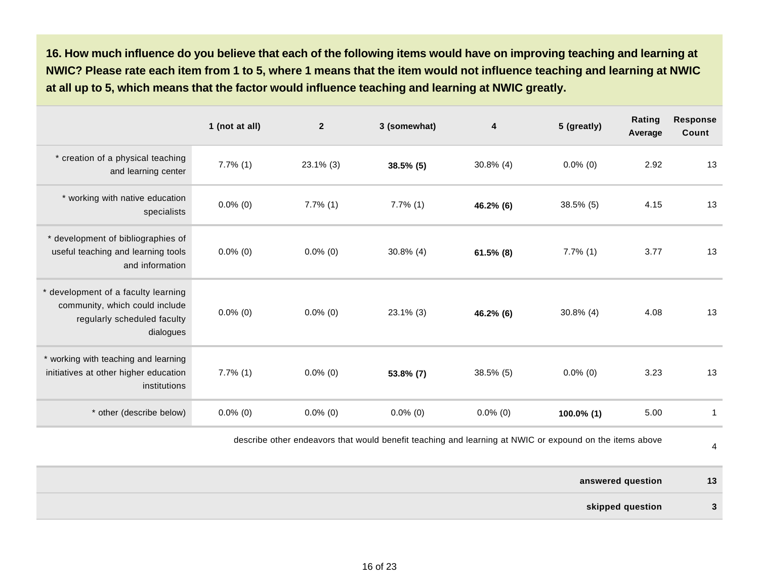**16. How much influence do you believe that each of the following items would have on improving teaching and learning at NWIC? Please rate each item from 1 to 5, where 1 means that the item would not influence teaching and learning at NWIC at all up to 5, which means that the factor would influence teaching and learning at NWIC greatly.**

| | 1 (not at all) | 2 | 3 (somewhat) | 4 | 5 (greatly) | Rating Average | Response Count |
|---|---|---|---|---|---|---|---|
| * creation of a physical teaching and learning center | 7.7% (1) | 23.1% (3) | **38.5% (5)** | 30.8% (4) | 0.0% (0) | 2.92 | 13 |
| * working with native education specialists | 0.0% (0) | 7.7% (1) | 7.7% (1) | **46.2% (6)** | 38.5% (5) | 4.15 | 13 |
| * development of bibliographies of useful teaching and learning tools and information | 0.0% (0) | 0.0% (0) | 30.8% (4) | **61.5% (8)** | 7.7% (1) | 3.77 | 13 |
| * development of a faculty learning community, which could include regularly scheduled faculty dialogues | 0.0% (0) | 0.0% (0) | 23.1% (3) | **46.2% (6)** | 30.8% (4) | 4.08 | 13 |
| * working with teaching and learning initiatives at other higher education institutions | 7.7% (1) | 0.0% (0) | **53.8% (7)** | 38.5% (5) | 0.0% (0) | 3.23 | 13 |
| * other (describe below) | 0.0% (0) | 0.0% (0) | 0.0% (0) | 0.0% (0) | **100.0% (1)** | 5.00 | 1 |
| describe other endeavors that would benefit teaching and learning at NWIC or expound on the items above | | | | | | | 4 |
| **answered question** | | | | | | | **13** |
| **skipped question** | | | | | | | **3** |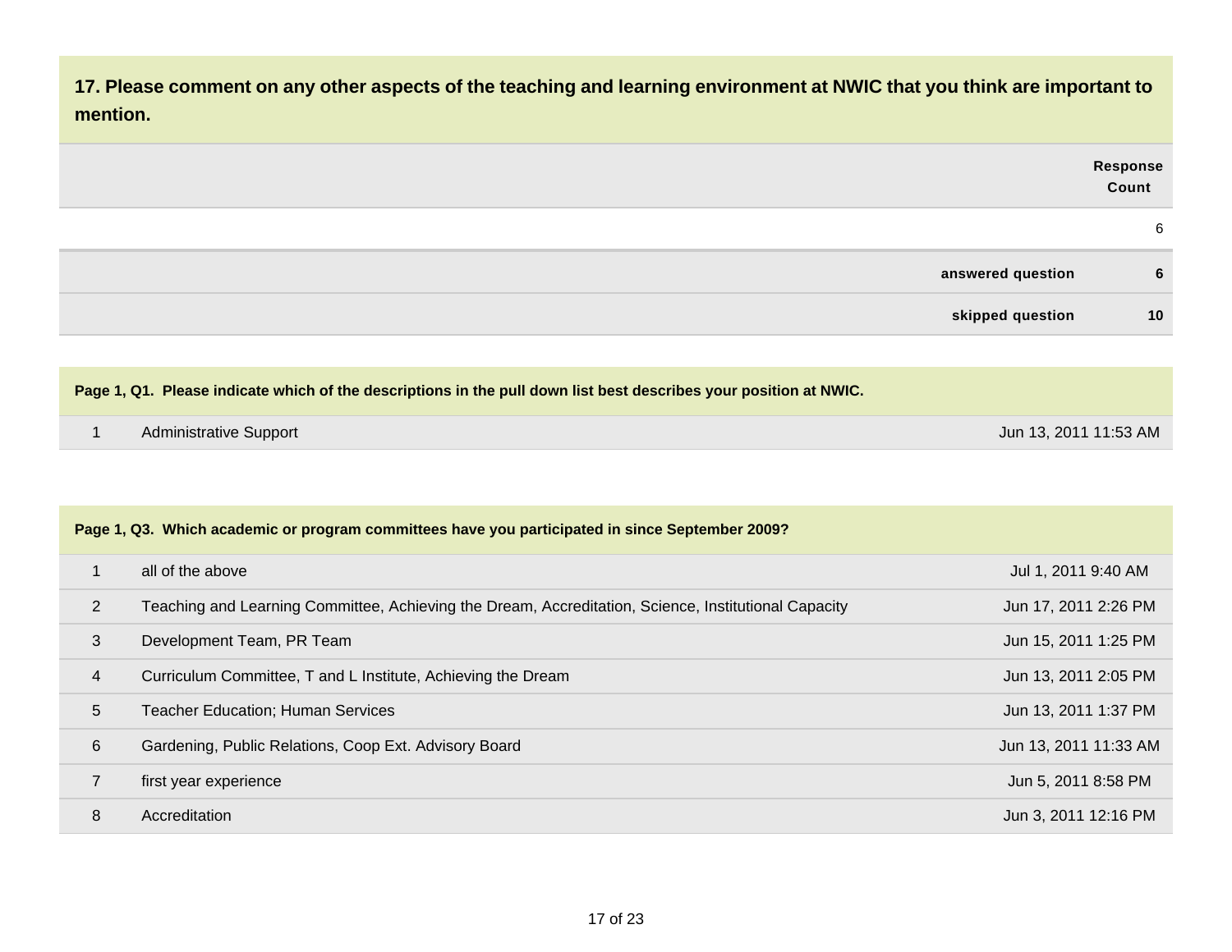## 17. Please comment on any other aspects of the teaching and learning environment at NWIC that you think are important to mention.

| | Response Count |
|---|---|
| | 6 |
| **answered question** | **6** |
| **skipped question** | **10** |

**Page 1, Q1. Please indicate which of the descriptions in the pull down list best describes your position at NWIC.**

| | | |
|---|---|---|
| 1 | Administrative Support | Jun 13, 2011 11:53 AM |

**Page 1, Q3. Which academic or program committees have you participated in since September 2009?**

| | | |
|---|---|---|
| 1 | all of the above | Jul 1, 2011 9:40 AM |
| 2 | Teaching and Learning Committee, Achieving the Dream, Accreditation, Science, Institutional Capacity | Jun 17, 2011 2:26 PM |
| 3 | Development Team, PR Team | Jun 15, 2011 1:25 PM |
| 4 | Curriculum Committee, T and L Institute, Achieving the Dream | Jun 13, 2011 2:05 PM |
| 5 | Teacher Education; Human Services | Jun 13, 2011 1:37 PM |
| 6 | Gardening, Public Relations, Coop Ext. Advisory Board | Jun 13, 2011 11:33 AM |
| 7 | first year experience | Jun 5, 2011 8:58 PM |
| 8 | Accreditation | Jun 3, 2011 12:16 PM |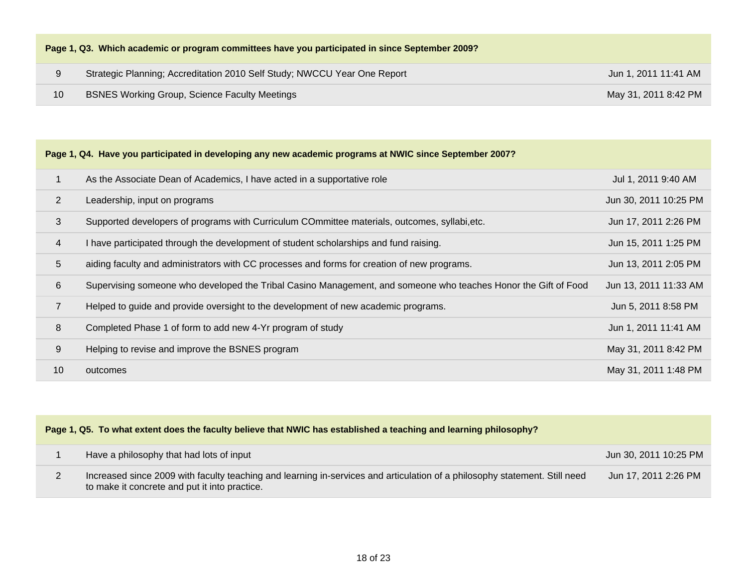| Page 1, Q3. Which academic or program committees have you participated in since September 2009? | | |
|---|---|---|
| 9 | Strategic Planning; Accreditation 2010 Self Study; NWCCU Year One Report | Jun 1, 2011 11:41 AM |
| 10 | BSNES Working Group, Science Faculty Meetings | May 31, 2011 8:42 PM |

| Page 1, Q4. Have you participated in developing any new academic programs at NWIC since September 2007? | | |
|---|---|---|
| 1 | As the Associate Dean of Academics, I have acted in a supportative role | Jul 1, 2011 9:40 AM |
| 2 | Leadership, input on programs | Jun 30, 2011 10:25 PM |
| 3 | Supported developers of programs with Curriculum COmmittee materials, outcomes, syllabi,etc. | Jun 17, 2011 2:26 PM |
| 4 | I have participated through the development of student scholarships and fund raising. | Jun 15, 2011 1:25 PM |
| 5 | aiding faculty and administrators with CC processes and forms for creation of new programs. | Jun 13, 2011 2:05 PM |
| 6 | Supervising someone who developed the Tribal Casino Management, and someone who teaches Honor the Gift of Food | Jun 13, 2011 11:33 AM |
| 7 | Helped to guide and provide oversight to the development of new academic programs. | Jun 5, 2011 8:58 PM |
| 8 | Completed Phase 1 of form to add new 4-Yr program of study | Jun 1, 2011 11:41 AM |
| 9 | Helping to revise and improve the BSNES program | May 31, 2011 8:42 PM |
| 10 | outcomes | May 31, 2011 1:48 PM |

| Page 1, Q5. To what extent does the faculty believe that NWIC has established a teaching and learning philosophy? | | |
|---|---|---|
| 1 | Have a philosophy that had lots of input | Jun 30, 2011 10:25 PM |
| 2 | Increased since 2009 with faculty teaching and learning in-services and articulation of a philosophy statement. Still need to make it concrete and put it into practice. | Jun 17, 2011 2:26 PM |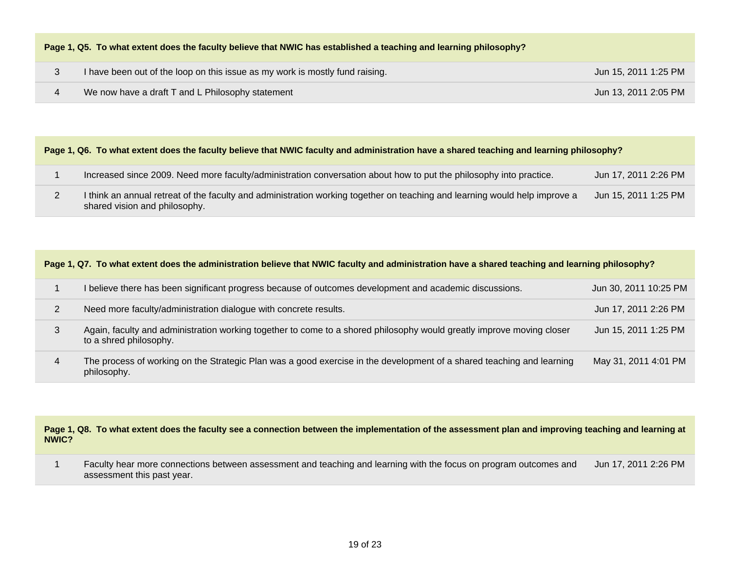| Page 1, Q5. To what extent does the faculty believe that NWIC has established a teaching and learning philosophy? | | |
|---|---|---|
| 3 | I have been out of the loop on this issue as my work is mostly fund raising. | Jun 15, 2011 1:25 PM |
| 4 | We now have a draft T and L Philosophy statement | Jun 13, 2011 2:05 PM |

| Page 1, Q6. To what extent does the faculty believe that NWIC faculty and administration have a shared teaching and learning philosophy? | | |
|---|---|---|
| 1 | Increased since 2009. Need more faculty/administration conversation about how to put the philosophy into practice. | Jun 17, 2011 2:26 PM |
| 2 | I think an annual retreat of the faculty and administration working together on teaching and learning would help improve a shared vision and philosophy. | Jun 15, 2011 1:25 PM |

| Page 1, Q7. To what extent does the administration believe that NWIC faculty and administration have a shared teaching and learning philosophy? | | |
|---|---|---|
| 1 | I believe there has been significant progress because of outcomes development and academic discussions. | Jun 30, 2011 10:25 PM |
| 2 | Need more faculty/administration dialogue with concrete results. | Jun 17, 2011 2:26 PM |
| 3 | Again, faculty and administration working together to come to a shored philosophy would greatly improve moving closer to a shred philosophy. | Jun 15, 2011 1:25 PM |
| 4 | The process of working on the Strategic Plan was a good exercise in the development of a shared teaching and learning philosophy. | May 31, 2011 4:01 PM |

| Page 1, Q8. To what extent does the faculty see a connection between the implementation of the assessment plan and improving teaching and learning at NWIC? | | |
|---|---|---|
| 1 | Faculty hear more connections between assessment and teaching and learning with the focus on program outcomes and assessment this past year. | Jun 17, 2011 2:26 PM |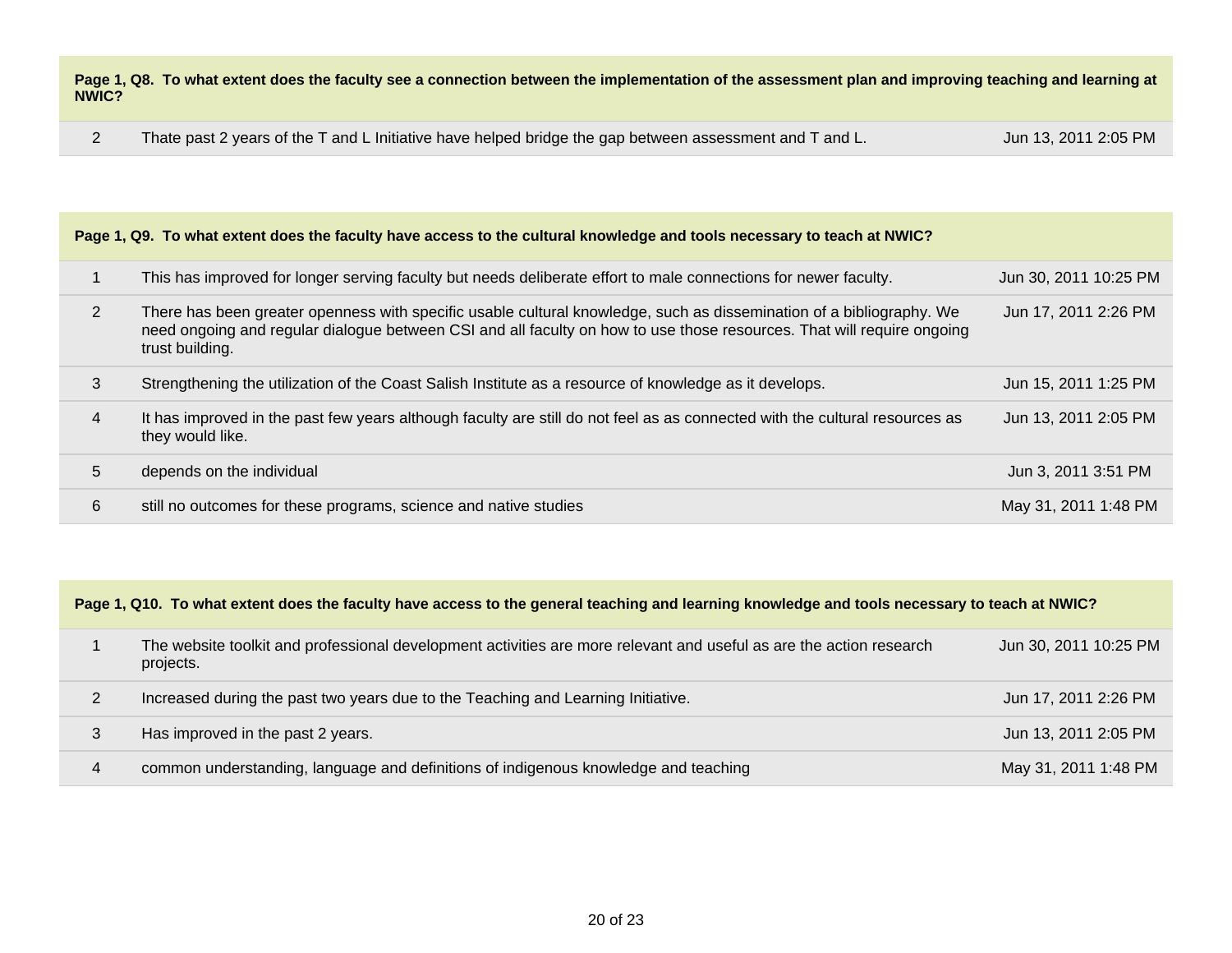| Page 1, Q8. To what extent does the faculty see a connection between the implementation of the assessment plan and improving teaching and learning at NWIC? | | |
|---|---|---|
| 2 | Thate past 2 years of the T and L Initiative have helped bridge the gap between assessment and T and L. | Jun 13, 2011 2:05 PM |

| Page 1, Q9. To what extent does the faculty have access to the cultural knowledge and tools necessary to teach at NWIC? | | |
|---|---|---|
| 1 | This has improved for longer serving faculty but needs deliberate effort to male connections for newer faculty. | Jun 30, 2011 10:25 PM |
| 2 | There has been greater openness with specific usable cultural knowledge, such as dissemination of a bibliography. We need ongoing and regular dialogue between CSI and all faculty on how to use those resources. That will require ongoing trust building. | Jun 17, 2011 2:26 PM |
| 3 | Strengthening the utilization of the Coast Salish Institute as a resource of knowledge as it develops. | Jun 15, 2011 1:25 PM |
| 4 | It has improved in the past few years although faculty are still do not feel as as connected with the cultural resources as they would like. | Jun 13, 2011 2:05 PM |
| 5 | depends on the individual | Jun 3, 2011 3:51 PM |
| 6 | still no outcomes for these programs, science and native studies | May 31, 2011 1:48 PM |

| Page 1, Q10. To what extent does the faculty have access to the general teaching and learning knowledge and tools necessary to teach at NWIC? | | |
|---|---|---|
| 1 | The website toolkit and professional development activities are more relevant and useful as are the action research projects. | Jun 30, 2011 10:25 PM |
| 2 | Increased during the past two years due to the Teaching and Learning Initiative. | Jun 17, 2011 2:26 PM |
| 3 | Has improved in the past 2 years. | Jun 13, 2011 2:05 PM |
| 4 | common understanding, language and definitions of indigenous knowledge and teaching | May 31, 2011 1:48 PM |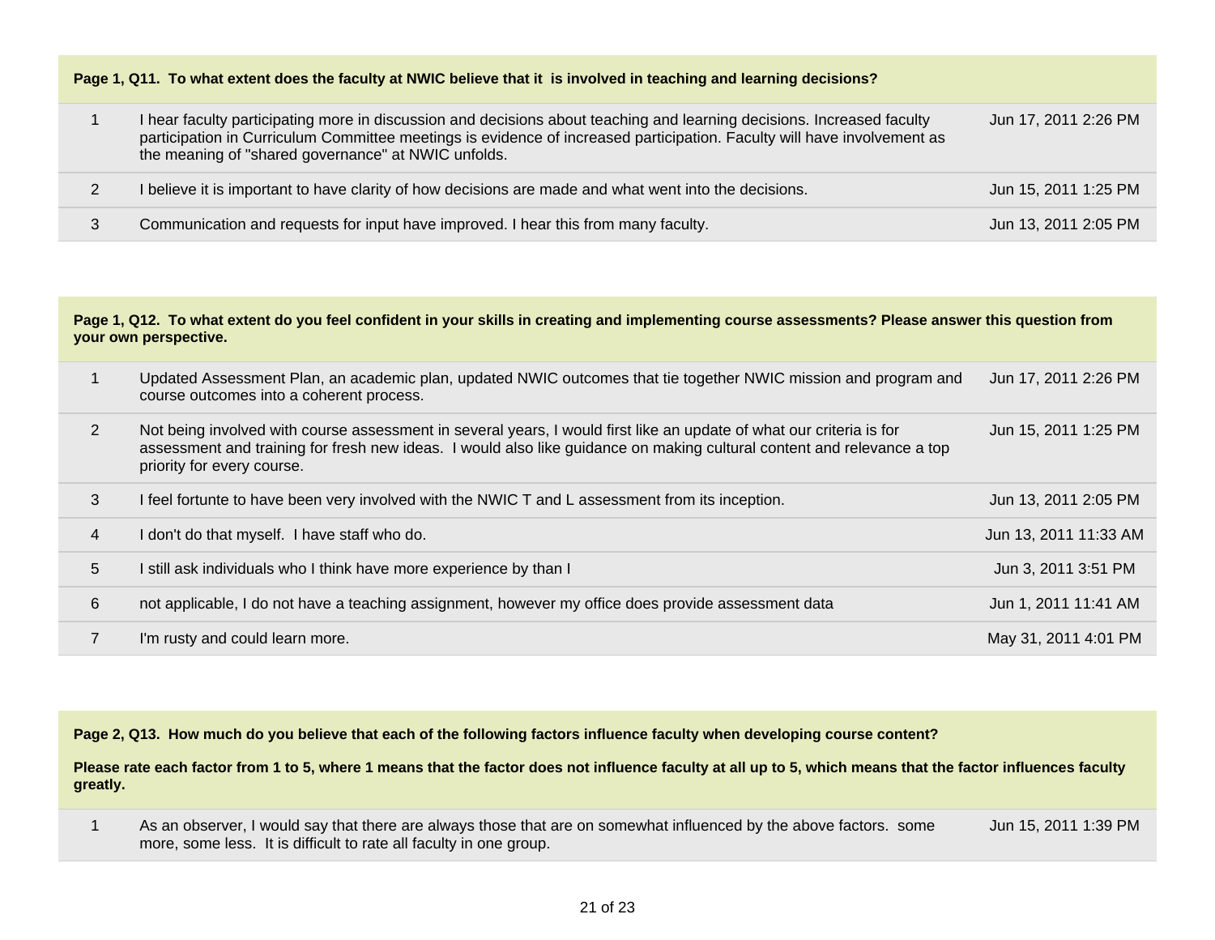| Page 1, Q11. To what extent does the faculty at NWIC believe that it is involved in teaching and learning decisions? | | |
|---|---|---|
| 1 | I hear faculty participating more in discussion and decisions about teaching and learning decisions. Increased faculty participation in Curriculum Committee meetings is evidence of increased participation. Faculty will have involvement as the meaning of "shared governance" at NWIC unfolds. | Jun 17, 2011 2:26 PM |
| 2 | I believe it is important to have clarity of how decisions are made and what went into the decisions. | Jun 15, 2011 1:25 PM |
| 3 | Communication and requests for input have improved. I hear this from many faculty. | Jun 13, 2011 2:05 PM |

| Page 1, Q12. To what extent do you feel confident in your skills in creating and implementing course assessments? Please answer this question from your own perspective. | | |
|---|---|---|
| 1 | Updated Assessment Plan, an academic plan, updated NWIC outcomes that tie together NWIC mission and program and course outcomes into a coherent process. | Jun 17, 2011 2:26 PM |
| 2 | Not being involved with course assessment in several years, I would first like an update of what our criteria is for assessment and training for fresh new ideas. I would also like guidance on making cultural content and relevance a top priority for every course. | Jun 15, 2011 1:25 PM |
| 3 | I feel fortunte to have been very involved with the NWIC T and L assessment from its inception. | Jun 13, 2011 2:05 PM |
| 4 | I don't do that myself. I have staff who do. | Jun 13, 2011 11:33 AM |
| 5 | I still ask individuals who I think have more experience by than I | Jun 3, 2011 3:51 PM |
| 6 | not applicable, I do not have a teaching assignment, however my office does provide assessment data | Jun 1, 2011 11:41 AM |
| 7 | I'm rusty and could learn more. | May 31, 2011 4:01 PM |

| Page 2, Q13. How much do you believe that each of the following factors influence faculty when developing course content? Please rate each factor from 1 to 5, where 1 means that the factor does not influence faculty at all up to 5, which means that the factor influences faculty greatly. | | |
|---|---|---|
| 1 | As an observer, I would say that there are always those that are on somewhat influenced by the above factors. some more, some less. It is difficult to rate all faculty in one group. | Jun 15, 2011 1:39 PM |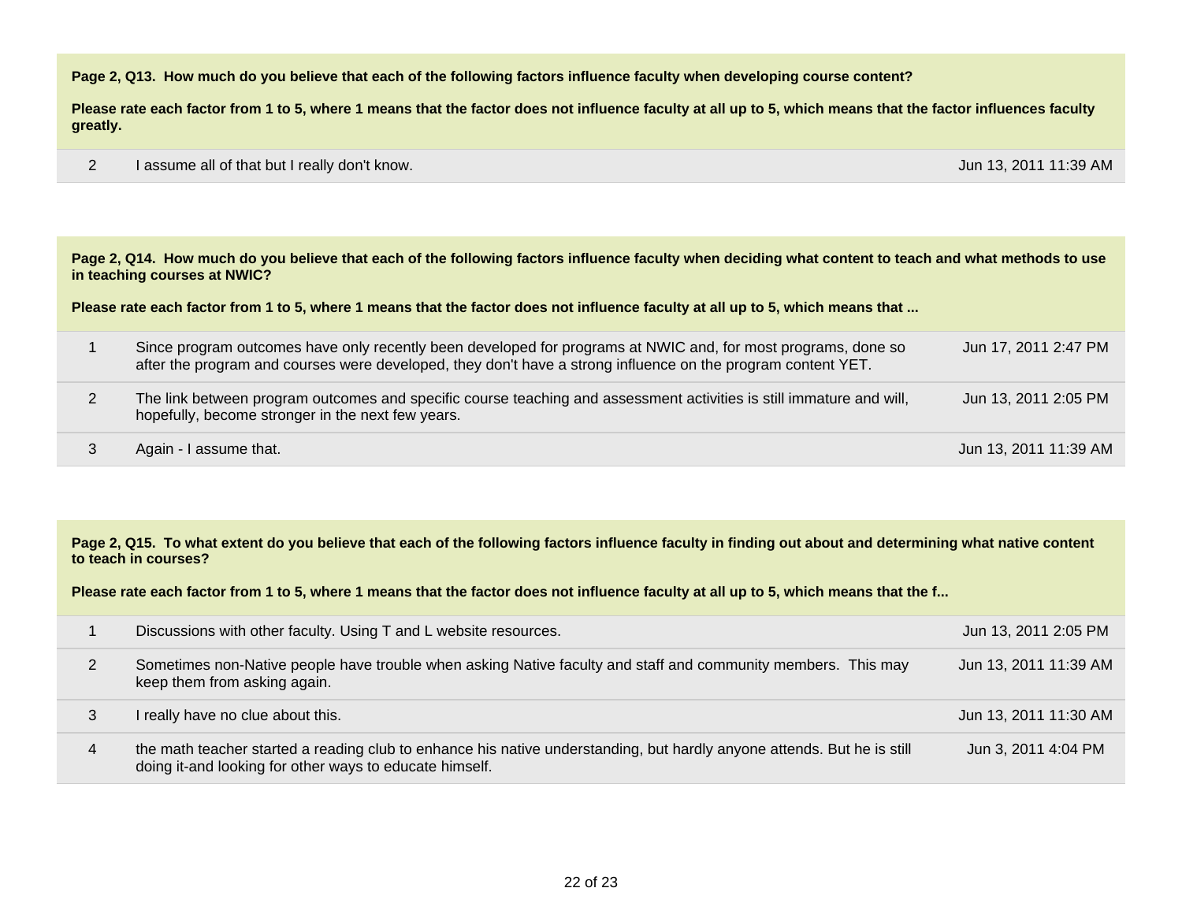**Page 2, Q13. How much do you believe that each of the following factors influence faculty when developing course content?**

**Please rate each factor from 1 to 5, where 1 means that the factor does not influence faculty at all up to 5, which means that the factor influences faculty greatly.**

| | | |
|---|---|---|
| 2 | I assume all of that but I really don't know. | Jun 13, 2011 11:39 AM |

**Page 2, Q14. How much do you believe that each of the following factors influence faculty when deciding what content to teach and what methods to use in teaching courses at NWIC?**

**Please rate each factor from 1 to 5, where 1 means that the factor does not influence faculty at all up to 5, which means that ...**

| | | |
|---|---|---|
| 1 | Since program outcomes have only recently been developed for programs at NWIC and, for most programs, done so after the program and courses were developed, they don't have a strong influence on the program content YET. | Jun 17, 2011 2:47 PM |
| 2 | The link between program outcomes and specific course teaching and assessment activities is still immature and will, hopefully, become stronger in the next few years. | Jun 13, 2011 2:05 PM |
| 3 | Again - I assume that. | Jun 13, 2011 11:39 AM |

**Page 2, Q15. To what extent do you believe that each of the following factors influence faculty in finding out about and determining what native content to teach in courses?**

**Please rate each factor from 1 to 5, where 1 means that the factor does not influence faculty at all up to 5, which means that the f...**

| | | |
|---|---|---|
| 1 | Discussions with other faculty. Using T and L website resources. | Jun 13, 2011 2:05 PM |
| 2 | Sometimes non-Native people have trouble when asking Native faculty and staff and community members. This may keep them from asking again. | Jun 13, 2011 11:39 AM |
| 3 | I really have no clue about this. | Jun 13, 2011 11:30 AM |
| 4 | the math teacher started a reading club to enhance his native understanding, but hardly anyone attends. But he is still doing it-and looking for other ways to educate himself. | Jun 3, 2011 4:04 PM |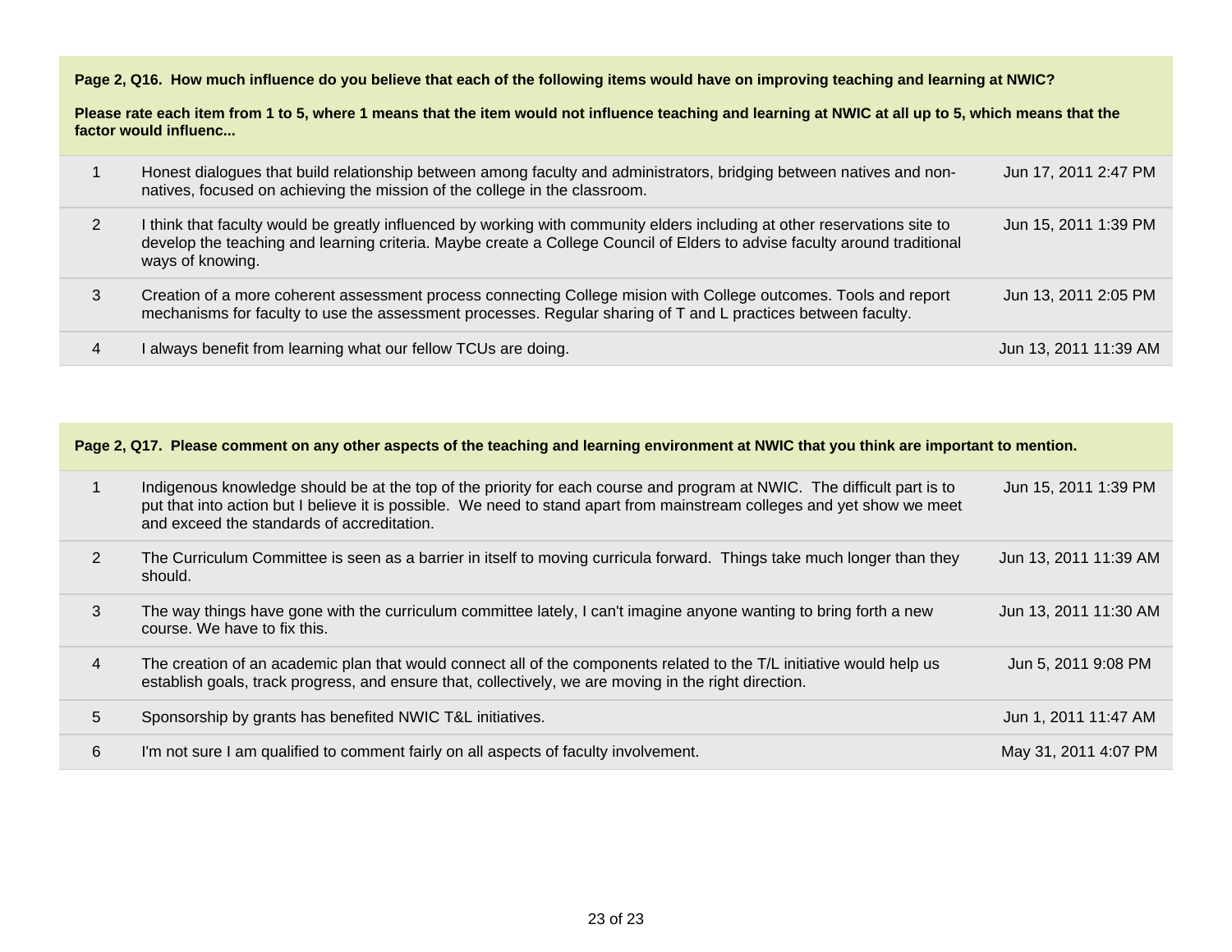**Page 2, Q16. How much influence do you believe that each of the following items would have on improving teaching and learning at NWIC?**

**Please rate each item from 1 to 5, where 1 means that the item would not influence teaching and learning at NWIC at all up to 5, which means that the factor would influenc...**

| | | |
|---|---|---|
| 1 | Honest dialogues that build relationship between among faculty and administrators, bridging between natives and non-natives, focused on achieving the mission of the college in the classroom. | Jun 17, 2011 2:47 PM |
| 2 | I think that faculty would be greatly influenced by working with community elders including at other reservations site to develop the teaching and learning criteria. Maybe create a College Council of Elders to advise faculty around traditional ways of knowing. | Jun 15, 2011 1:39 PM |
| 3 | Creation of a more coherent assessment process connecting College mision with College outcomes. Tools and report mechanisms for faculty to use the assessment processes. Regular sharing of T and L practices between faculty. | Jun 13, 2011 2:05 PM |
| 4 | I always benefit from learning what our fellow TCUs are doing. | Jun 13, 2011 11:39 AM |

**Page 2, Q17. Please comment on any other aspects of the teaching and learning environment at NWIC that you think are important to mention.**

| | | |
|---|---|---|
| 1 | Indigenous knowledge should be at the top of the priority for each course and program at NWIC. The difficult part is to put that into action but I believe it is possible. We need to stand apart from mainstream colleges and yet show we meet and exceed the standards of accreditation. | Jun 15, 2011 1:39 PM |
| 2 | The Curriculum Committee is seen as a barrier in itself to moving curricula forward. Things take much longer than they should. | Jun 13, 2011 11:39 AM |
| 3 | The way things have gone with the curriculum committee lately, I can't imagine anyone wanting to bring forth a new course. We have to fix this. | Jun 13, 2011 11:30 AM |
| 4 | The creation of an academic plan that would connect all of the components related to the T/L initiative would help us establish goals, track progress, and ensure that, collectively, we are moving in the right direction. | Jun 5, 2011 9:08 PM |
| 5 | Sponsorship by grants has benefited NWIC T&L initiatives. | Jun 1, 2011 11:47 AM |
| 6 | I'm not sure I am qualified to comment fairly on all aspects of faculty involvement. | May 31, 2011 4:07 PM |